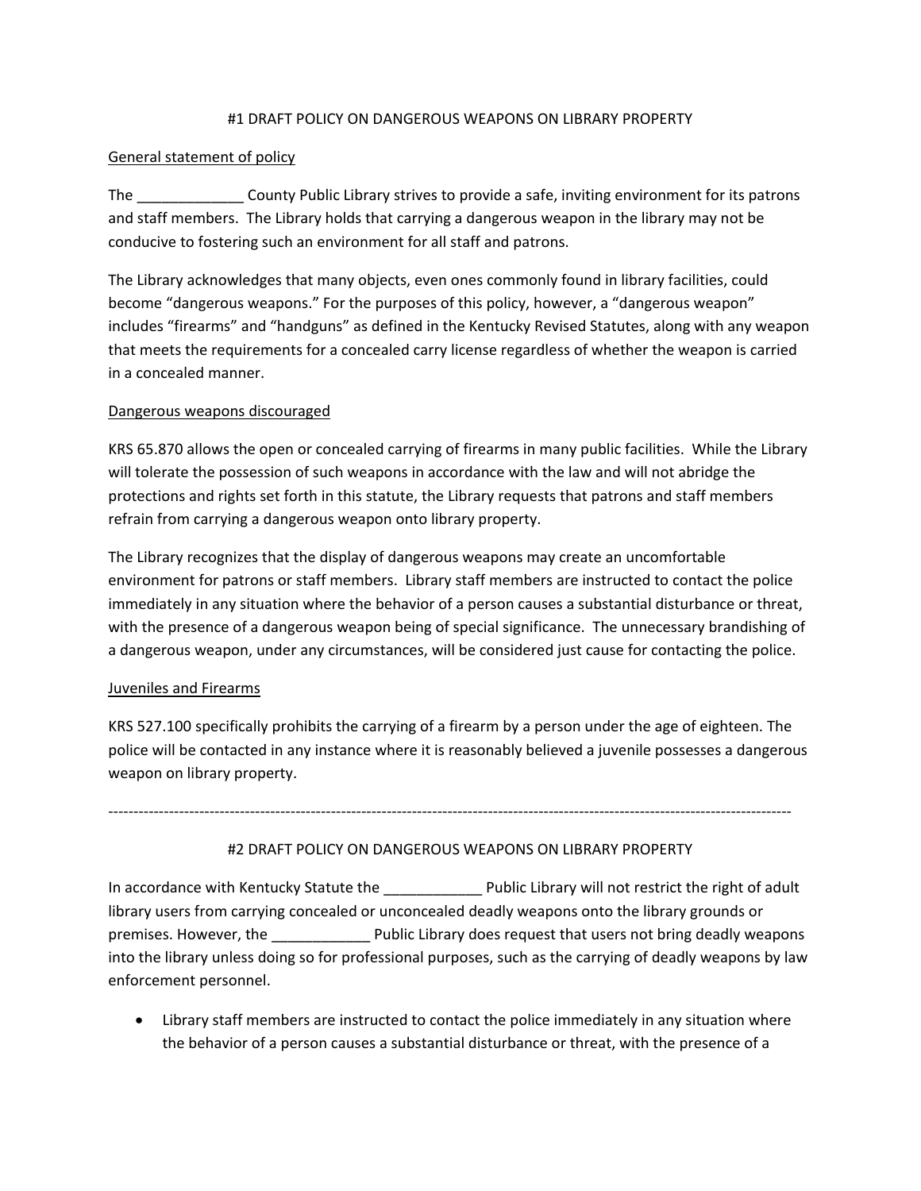# #1 DRAFT POLICY ON DANGEROUS WEAPONS ON LIBRARY PROPERTY

## General statement of policy

The _____________ County Public Library strives to provide a safe, inviting environment for its patrons and staff members. The Library holds that carrying a dangerous weapon in the library may not be conducive to fostering such an environment for all staff and patrons.

The Library acknowledges that many objects, even ones commonly found in library facilities, could become "dangerous weapons." For the purposes of this policy, however, a "dangerous weapon" includes "firearms" and "handguns" as defined in the Kentucky Revised Statutes, along with any weapon that meets the requirements for a concealed carry license regardless of whether the weapon is carried in a concealed manner.

## Dangerous weapons discouraged

KRS 65.870 allows the open or concealed carrying of firearms in many public facilities. While the Library will tolerate the possession of such weapons in accordance with the law and will not abridge the protections and rights set forth in this statute, the Library requests that patrons and staff members refrain from carrying a dangerous weapon onto library property.

The Library recognizes that the display of dangerous weapons may create an uncomfortable environment for patrons or staff members. Library staff members are instructed to contact the police immediately in any situation where the behavior of a person causes a substantial disturbance or threat, with the presence of a dangerous weapon being of special significance. The unnecessary brandishing of a dangerous weapon, under any circumstances, will be considered just cause for contacting the police.

## Juveniles and Firearms

KRS 527.100 specifically prohibits the carrying of a firearm by a person under the age of eighteen. The police will be contacted in any instance where it is reasonably believed a juvenile possesses a dangerous weapon on library property.

---

# #2 DRAFT POLICY ON DANGEROUS WEAPONS ON LIBRARY PROPERTY

In accordance with Kentucky Statute the ____________ Public Library will not restrict the right of adult library users from carrying concealed or unconcealed deadly weapons onto the library grounds or premises. However, the ____________ Public Library does request that users not bring deadly weapons into the library unless doing so for professional purposes, such as the carrying of deadly weapons by law enforcement personnel.

- Library staff members are instructed to contact the police immediately in any situation where the behavior of a person causes a substantial disturbance or threat, with the presence of a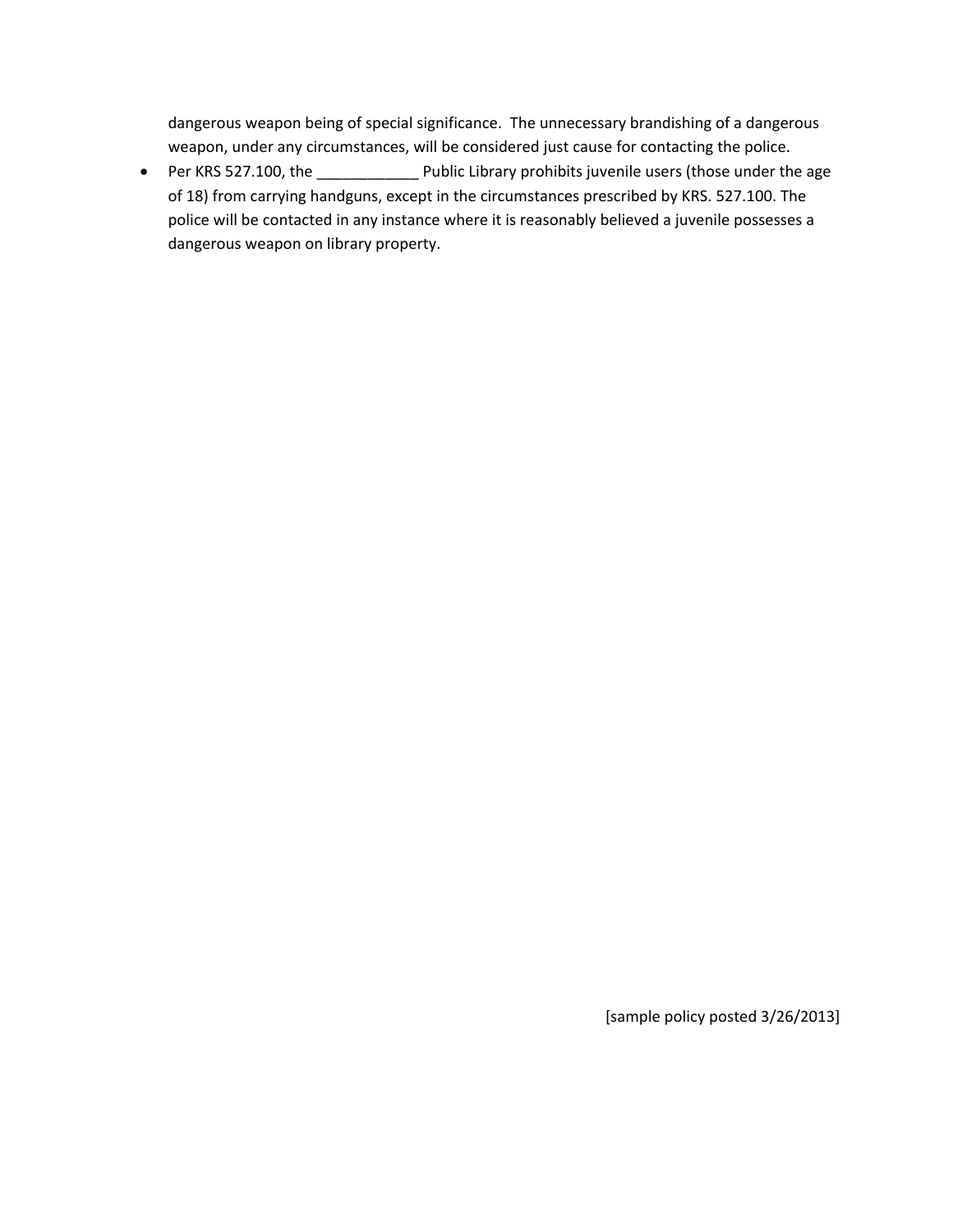dangerous weapon being of special significance. The unnecessary brandishing of a dangerous weapon, under any circumstances, will be considered just cause for contacting the police.

- Per KRS 527.100, the ____________ Public Library prohibits juvenile users (those under the age of 18) from carrying handguns, except in the circumstances prescribed by KRS. 527.100. The police will be contacted in any instance where it is reasonably believed a juvenile possesses a dangerous weapon on library property.

[sample policy posted 3/26/2013]